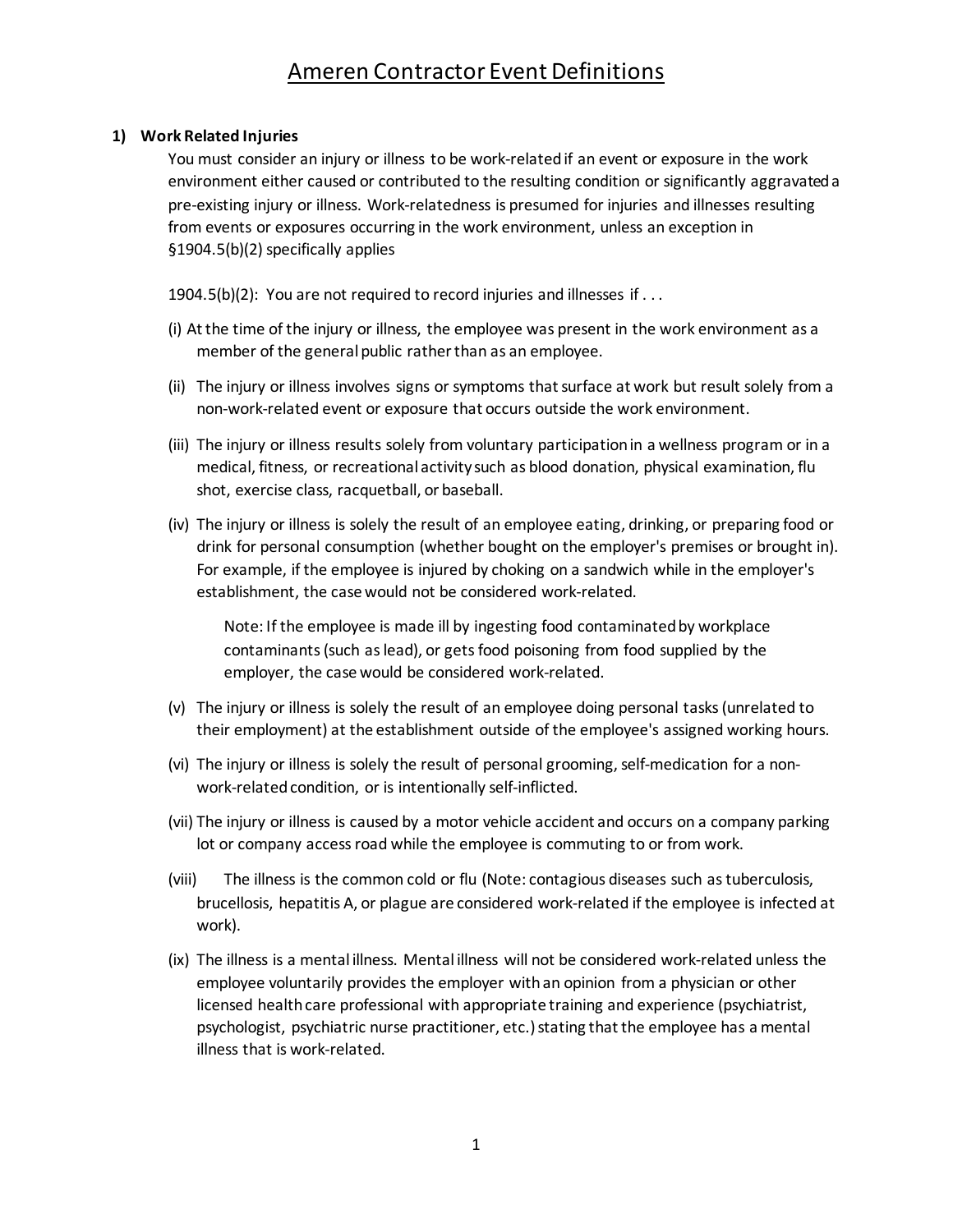# Ameren Contractor Event Definitions

## 1) Work Related Injuries

You must consider an injury or illness to be work-related if an event or exposure in the work environment either caused or contributed to the resulting condition or significantly aggravated a pre-existing injury or illness. Work-relatedness is presumed for injuries and illnesses resulting from events or exposures occurring in the work environment, unless an exception in §1904.5(b)(2) specifically applies

1904.5(b)(2): You are not required to record injuries and illnesses if . . .

(i) At the time of the injury or illness, the employee was present in the work environment as a member of the general public rather than as an employee.

(ii) The injury or illness involves signs or symptoms that surface at work but result solely from a non-work-related event or exposure that occurs outside the work environment.

(iii) The injury or illness results solely from voluntary participation in a wellness program or in a medical, fitness, or recreational activity such as blood donation, physical examination, flu shot, exercise class, racquetball, or baseball.

(iv) The injury or illness is solely the result of an employee eating, drinking, or preparing food or drink for personal consumption (whether bought on the employer's premises or brought in). For example, if the employee is injured by choking on a sandwich while in the employer's establishment, the case would not be considered work-related.

> Note: If the employee is made ill by ingesting food contaminated by workplace contaminants (such as lead), or gets food poisoning from food supplied by the employer, the case would be considered work-related.

(v) The injury or illness is solely the result of an employee doing personal tasks (unrelated to their employment) at the establishment outside of the employee's assigned working hours.

(vi) The injury or illness is solely the result of personal grooming, self-medication for a non-work-related condition, or is intentionally self-inflicted.

(vii) The injury or illness is caused by a motor vehicle accident and occurs on a company parking lot or company access road while the employee is commuting to or from work.

(viii) The illness is the common cold or flu (Note: contagious diseases such as tuberculosis, brucellosis, hepatitis A, or plague are considered work-related if the employee is infected at work).

(ix) The illness is a mental illness. Mental illness will not be considered work-related unless the employee voluntarily provides the employer with an opinion from a physician or other licensed health care professional with appropriate training and experience (psychiatrist, psychologist, psychiatric nurse practitioner, etc.) stating that the employee has a mental illness that is work-related.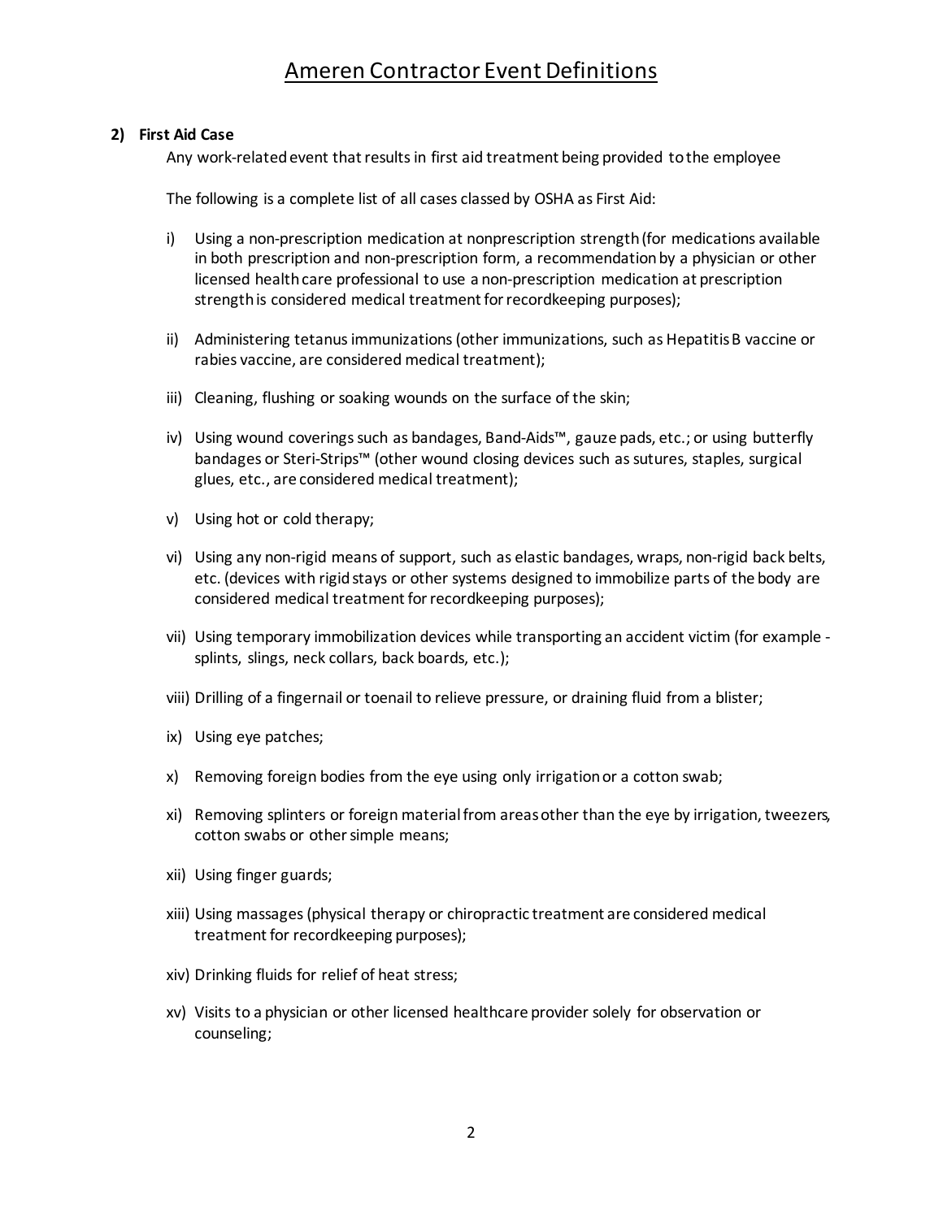# Ameren Contractor Event Definitions

**2) First Aid Case**

Any work-related event that results in first aid treatment being provided to the employee

The following is a complete list of all cases classed by OSHA as First Aid:

i) Using a non-prescription medication at nonprescription strength (for medications available in both prescription and non-prescription form, a recommendation by a physician or other licensed health care professional to use a non-prescription medication at prescription strength is considered medical treatment for recordkeeping purposes);

ii) Administering tetanus immunizations (other immunizations, such as Hepatitis B vaccine or rabies vaccine, are considered medical treatment);

iii) Cleaning, flushing or soaking wounds on the surface of the skin;

iv) Using wound coverings such as bandages, Band-Aids™, gauze pads, etc.; or using butterfly bandages or Steri-Strips™ (other wound closing devices such as sutures, staples, surgical glues, etc., are considered medical treatment);

v) Using hot or cold therapy;

vi) Using any non-rigid means of support, such as elastic bandages, wraps, non-rigid back belts, etc. (devices with rigid stays or other systems designed to immobilize parts of the body are considered medical treatment for recordkeeping purposes);

vii) Using temporary immobilization devices while transporting an accident victim (for example - splints, slings, neck collars, back boards, etc.);

viii) Drilling of a fingernail or toenail to relieve pressure, or draining fluid from a blister;

ix) Using eye patches;

x) Removing foreign bodies from the eye using only irrigation or a cotton swab;

xi) Removing splinters or foreign material from areas other than the eye by irrigation, tweezers, cotton swabs or other simple means;

xii) Using finger guards;

xiii) Using massages (physical therapy or chiropractic treatment are considered medical treatment for recordkeeping purposes);

xiv) Drinking fluids for relief of heat stress;

xv) Visits to a physician or other licensed healthcare provider solely for observation or counseling;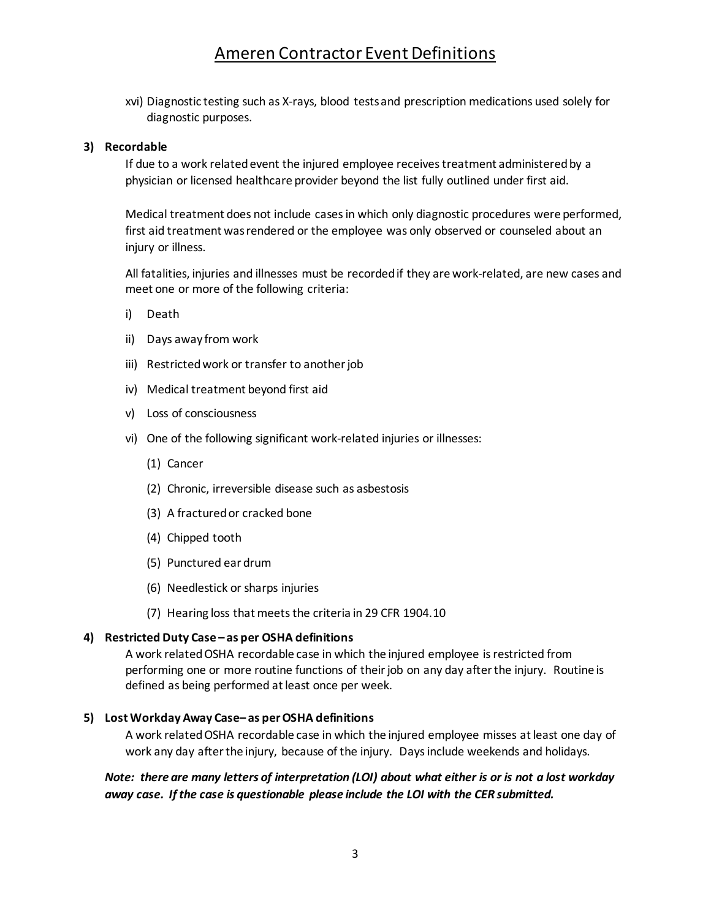xvi) Diagnostic testing such as X-rays, blood tests and prescription medications used solely for diagnostic purposes.

**3) Recordable**

If due to a work related event the injured employee receives treatment administered by a physician or licensed healthcare provider beyond the list fully outlined under first aid.

Medical treatment does not include cases in which only diagnostic procedures were performed, first aid treatment was rendered or the employee was only observed or counseled about an injury or illness.

All fatalities, injuries and illnesses must be recorded if they are work-related, are new cases and meet one or more of the following criteria:

i) Death

ii) Days away from work

iii) Restricted work or transfer to another job

iv) Medical treatment beyond first aid

v) Loss of consciousness

vi) One of the following significant work-related injuries or illnesses:

(1) Cancer

(2) Chronic, irreversible disease such as asbestosis

(3) A fractured or cracked bone

(4) Chipped tooth

(5) Punctured ear drum

(6) Needlestick or sharps injuries

(7) Hearing loss that meets the criteria in 29 CFR 1904.10

**4) Restricted Duty Case – as per OSHA definitions**

A work related OSHA recordable case in which the injured employee is restricted from performing one or more routine functions of their job on any day after the injury. Routine is defined as being performed at least once per week.

**5) Lost Workday Away Case– as per OSHA definitions**

A work related OSHA recordable case in which the injured employee misses at least one day of work any day after the injury, because of the injury. Days include weekends and holidays.

***Note: there are many letters of interpretation (LOI) about what either is or is not a lost workday away case. If the case is questionable please include the LOI with the CER submitted.***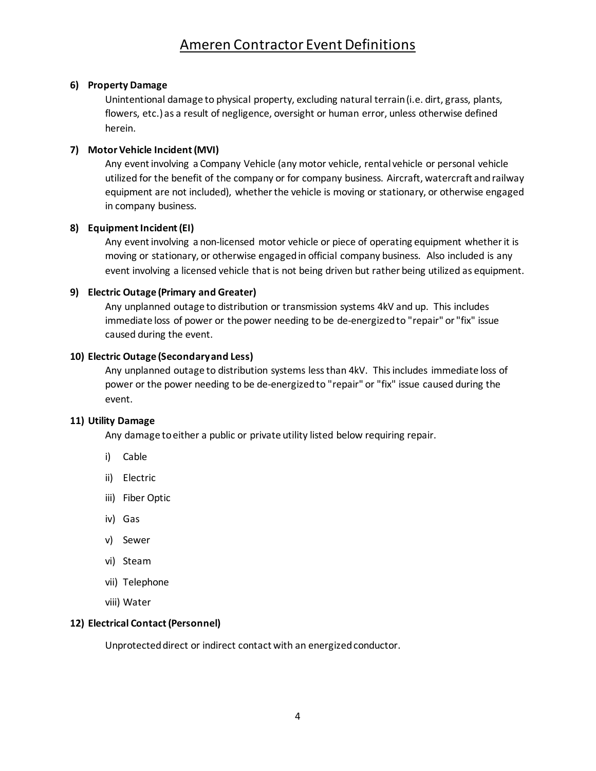# Ameren Contractor Event Definitions

**6) Property Damage**

Unintentional damage to physical property, excluding natural terrain (i.e. dirt, grass, plants, flowers, etc.) as a result of negligence, oversight or human error, unless otherwise defined herein.

**7) Motor Vehicle Incident (MVI)**

Any event involving a Company Vehicle (any motor vehicle, rental vehicle or personal vehicle utilized for the benefit of the company or for company business. Aircraft, watercraft and railway equipment are not included), whether the vehicle is moving or stationary, or otherwise engaged in company business.

**8) Equipment Incident (EI)**

Any event involving a non-licensed motor vehicle or piece of operating equipment whether it is moving or stationary, or otherwise engaged in official company business. Also included is any event involving a licensed vehicle that is not being driven but rather being utilized as equipment.

**9) Electric Outage (Primary and Greater)**

Any unplanned outage to distribution or transmission systems 4kV and up. This includes immediate loss of power or the power needing to be de-energized to "repair" or "fix" issue caused during the event.

**10) Electric Outage (Secondary and Less)**

Any unplanned outage to distribution systems less than 4kV. This includes immediate loss of power or the power needing to be de-energized to "repair" or "fix" issue caused during the event.

**11) Utility Damage**

Any damage to either a public or private utility listed below requiring repair.

i) Cable

ii) Electric

iii) Fiber Optic

iv) Gas

v) Sewer

vi) Steam

vii) Telephone

viii) Water

**12) Electrical Contact (Personnel)**

Unprotected direct or indirect contact with an energized conductor.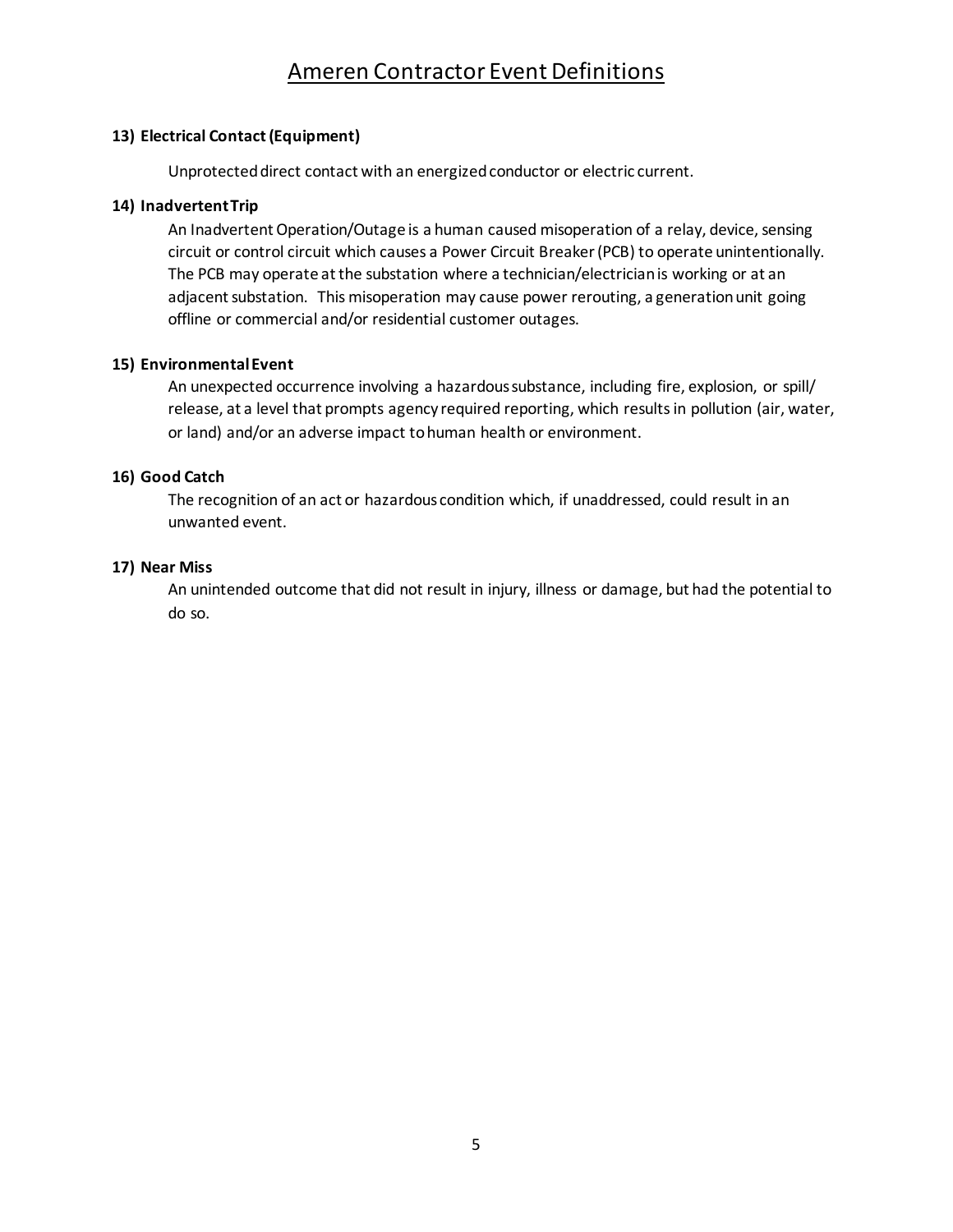# Ameren Contractor Event Definitions

**13) Electrical Contact (Equipment)**

Unprotected direct contact with an energized conductor or electric current.

**14) Inadvertent Trip**

An Inadvertent Operation/Outage is a human caused misoperation of a relay, device, sensing circuit or control circuit which causes a Power Circuit Breaker (PCB) to operate unintentionally. The PCB may operate at the substation where a technician/electrician is working or at an adjacent substation. This misoperation may cause power rerouting, a generation unit going offline or commercial and/or residential customer outages.

**15) Environmental Event**

An unexpected occurrence involving a hazardous substance, including fire, explosion, or spill/ release, at a level that prompts agency required reporting, which results in pollution (air, water, or land) and/or an adverse impact to human health or environment.

**16) Good Catch**

The recognition of an act or hazardous condition which, if unaddressed, could result in an unwanted event.

**17) Near Miss**

An unintended outcome that did not result in injury, illness or damage, but had the potential to do so.